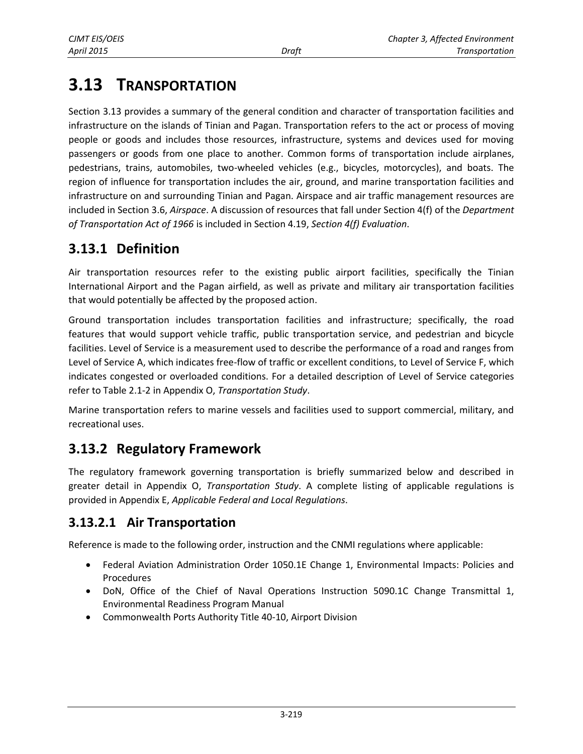# 3.13 TRANSPORTATION

Section 3.13 provides a summary of the general condition and character of transportation facilities and infrastructure on the islands of Tinian and Pagan. Transportation refers to the act or process of moving people or goods and includes those resources, infrastructure, systems and devices used for moving passengers or goods from one place to another. Common forms of transportation include airplanes, pedestrians, trains, automobiles, two-wheeled vehicles (e.g., bicycles, motorcycles), and boats. The region of influence for transportation includes the air, ground, and marine transportation facilities and infrastructure on and surrounding Tinian and Pagan. Airspace and air traffic management resources are included in Section 3.6, *Airspace*. A discussion of resources that fall under Section 4(f) of the *Department of Transportation Act of 1966* is included in Section 4.19, *Section 4(f) Evaluation*.

## 3.13.1 Definition

Air transportation resources refer to the existing public airport facilities, specifically the Tinian International Airport and the Pagan airfield, as well as private and military air transportation facilities that would potentially be affected by the proposed action.

Ground transportation includes transportation facilities and infrastructure; specifically, the road features that would support vehicle traffic, public transportation service, and pedestrian and bicycle facilities. Level of Service is a measurement used to describe the performance of a road and ranges from Level of Service A, which indicates free-flow of traffic or excellent conditions, to Level of Service F, which indicates congested or overloaded conditions. For a detailed description of Level of Service categories refer to Table 2.1-2 in Appendix O, *Transportation Study*.

Marine transportation refers to marine vessels and facilities used to support commercial, military, and recreational uses.

## 3.13.2 Regulatory Framework

The regulatory framework governing transportation is briefly summarized below and described in greater detail in Appendix O, *Transportation Study*. A complete listing of applicable regulations is provided in Appendix E, *Applicable Federal and Local Regulations*.

### 3.13.2.1 Air Transportation

Reference is made to the following order, instruction and the CNMI regulations where applicable:

- Federal Aviation Administration Order 1050.1E Change 1, Environmental Impacts: Policies and Procedures
- DoN, Office of the Chief of Naval Operations Instruction 5090.1C Change Transmittal 1, Environmental Readiness Program Manual
- Commonwealth Ports Authority Title 40-10, Airport Division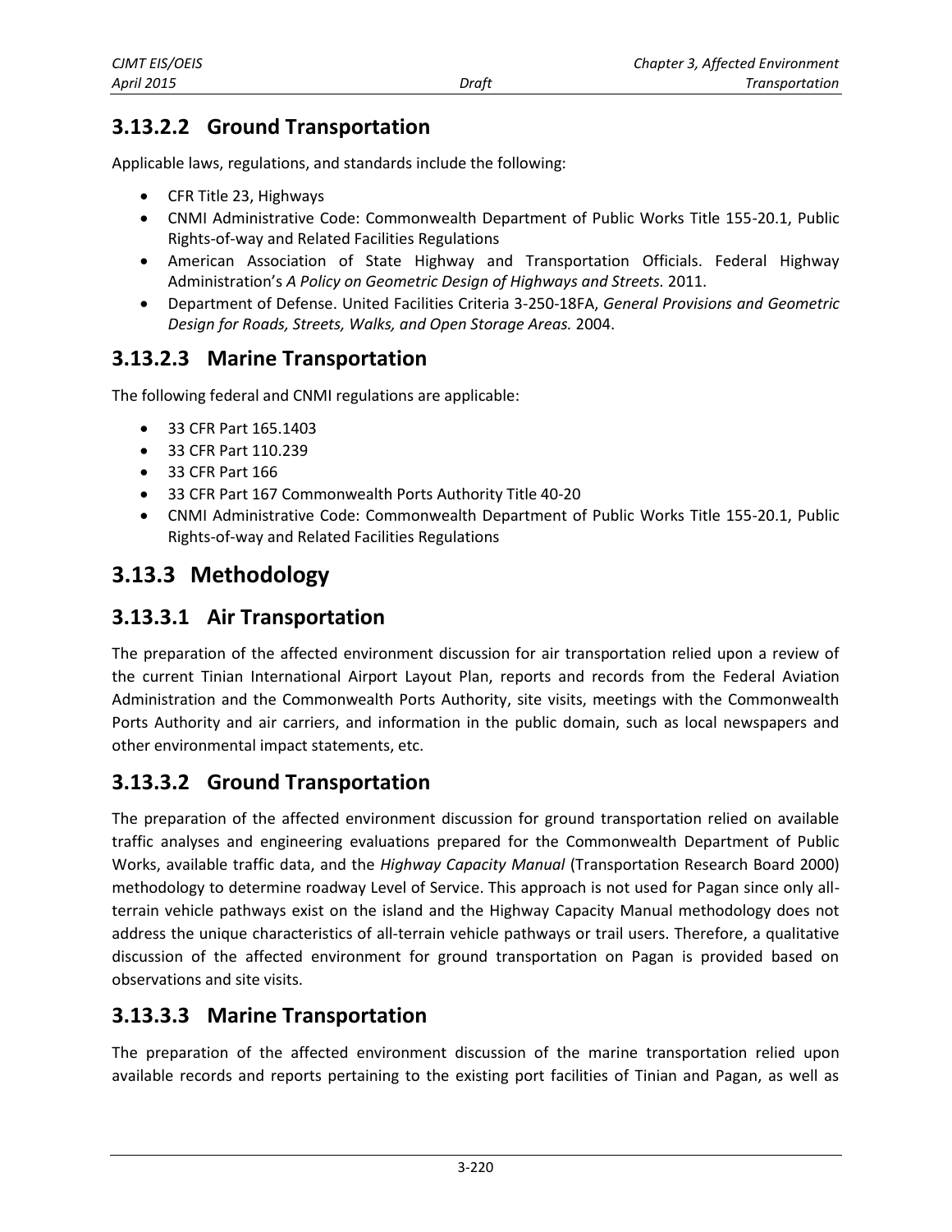### 3.13.2.2 Ground Transportation

Applicable laws, regulations, and standards include the following:

- CFR Title 23, Highways
- CNMI Administrative Code: Commonwealth Department of Public Works Title 155-20.1, Public Rights-of-way and Related Facilities Regulations
- American Association of State Highway and Transportation Officials. Federal Highway Administration's *A Policy on Geometric Design of Highways and Streets.* 2011.
- Department of Defense. United Facilities Criteria 3-250-18FA, *General Provisions and Geometric Design for Roads, Streets, Walks, and Open Storage Areas.* 2004.

### 3.13.2.3 Marine Transportation

The following federal and CNMI regulations are applicable:

- 33 CFR Part 165.1403
- 33 CFR Part 110.239
- 33 CFR Part 166
- 33 CFR Part 167 Commonwealth Ports Authority Title 40-20
- CNMI Administrative Code: Commonwealth Department of Public Works Title 155-20.1, Public Rights-of-way and Related Facilities Regulations

## 3.13.3 Methodology

### 3.13.3.1 Air Transportation

The preparation of the affected environment discussion for air transportation relied upon a review of the current Tinian International Airport Layout Plan, reports and records from the Federal Aviation Administration and the Commonwealth Ports Authority, site visits, meetings with the Commonwealth Ports Authority and air carriers, and information in the public domain, such as local newspapers and other environmental impact statements, etc.

### 3.13.3.2 Ground Transportation

The preparation of the affected environment discussion for ground transportation relied on available traffic analyses and engineering evaluations prepared for the Commonwealth Department of Public Works, available traffic data, and the *Highway Capacity Manual* (Transportation Research Board 2000) methodology to determine roadway Level of Service. This approach is not used for Pagan since only all-terrain vehicle pathways exist on the island and the Highway Capacity Manual methodology does not address the unique characteristics of all-terrain vehicle pathways or trail users. Therefore, a qualitative discussion of the affected environment for ground transportation on Pagan is provided based on observations and site visits.

### 3.13.3.3 Marine Transportation

The preparation of the affected environment discussion of the marine transportation relied upon available records and reports pertaining to the existing port facilities of Tinian and Pagan, as well as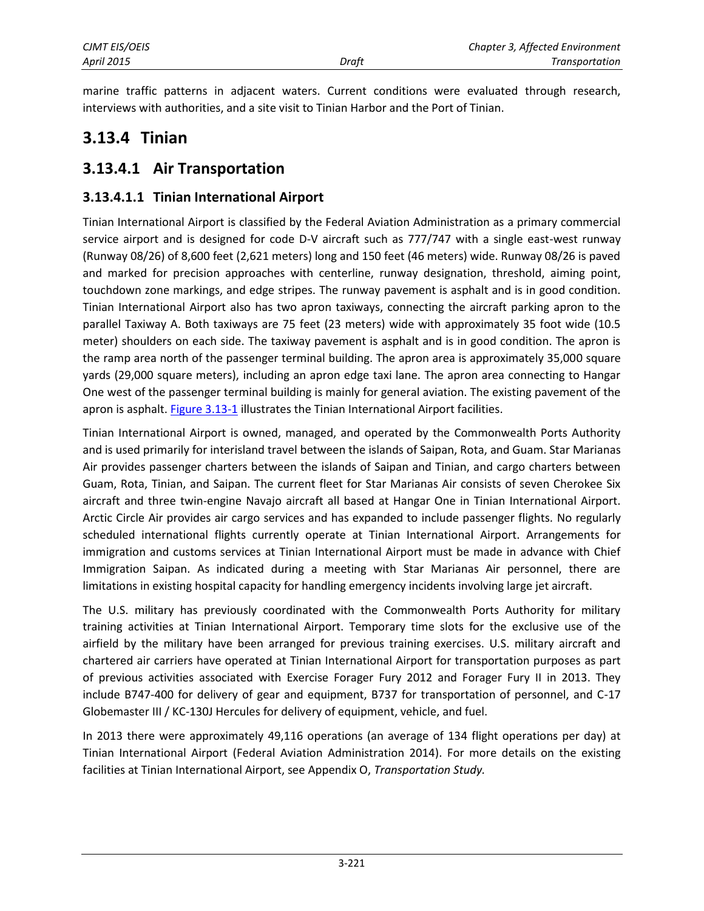marine traffic patterns in adjacent waters. Current conditions were evaluated through research, interviews with authorities, and a site visit to Tinian Harbor and the Port of Tinian.

## 3.13.4 Tinian

### 3.13.4.1 Air Transportation

#### 3.13.4.1.1 Tinian International Airport

Tinian International Airport is classified by the Federal Aviation Administration as a primary commercial service airport and is designed for code D-V aircraft such as 777/747 with a single east-west runway (Runway 08/26) of 8,600 feet (2,621 meters) long and 150 feet (46 meters) wide. Runway 08/26 is paved and marked for precision approaches with centerline, runway designation, threshold, aiming point, touchdown zone markings, and edge stripes. The runway pavement is asphalt and is in good condition. Tinian International Airport also has two apron taxiways, connecting the aircraft parking apron to the parallel Taxiway A. Both taxiways are 75 feet (23 meters) wide with approximately 35 foot wide (10.5 meter) shoulders on each side. The taxiway pavement is asphalt and is in good condition. The apron is the ramp area north of the passenger terminal building. The apron area is approximately 35,000 square yards (29,000 square meters), including an apron edge taxi lane. The apron area connecting to Hangar One west of the passenger terminal building is mainly for general aviation. The existing pavement of the apron is asphalt. Figure 3.13-1 illustrates the Tinian International Airport facilities.

Tinian International Airport is owned, managed, and operated by the Commonwealth Ports Authority and is used primarily for interisland travel between the islands of Saipan, Rota, and Guam. Star Marianas Air provides passenger charters between the islands of Saipan and Tinian, and cargo charters between Guam, Rota, Tinian, and Saipan. The current fleet for Star Marianas Air consists of seven Cherokee Six aircraft and three twin-engine Navajo aircraft all based at Hangar One in Tinian International Airport. Arctic Circle Air provides air cargo services and has expanded to include passenger flights. No regularly scheduled international flights currently operate at Tinian International Airport. Arrangements for immigration and customs services at Tinian International Airport must be made in advance with Chief Immigration Saipan. As indicated during a meeting with Star Marianas Air personnel, there are limitations in existing hospital capacity for handling emergency incidents involving large jet aircraft.

The U.S. military has previously coordinated with the Commonwealth Ports Authority for military training activities at Tinian International Airport. Temporary time slots for the exclusive use of the airfield by the military have been arranged for previous training exercises. U.S. military aircraft and chartered air carriers have operated at Tinian International Airport for transportation purposes as part of previous activities associated with Exercise Forager Fury 2012 and Forager Fury II in 2013. They include B747-400 for delivery of gear and equipment, B737 for transportation of personnel, and C-17 Globemaster III / KC-130J Hercules for delivery of equipment, vehicle, and fuel.

In 2013 there were approximately 49,116 operations (an average of 134 flight operations per day) at Tinian International Airport (Federal Aviation Administration 2014). For more details on the existing facilities at Tinian International Airport, see Appendix O, *Transportation Study.*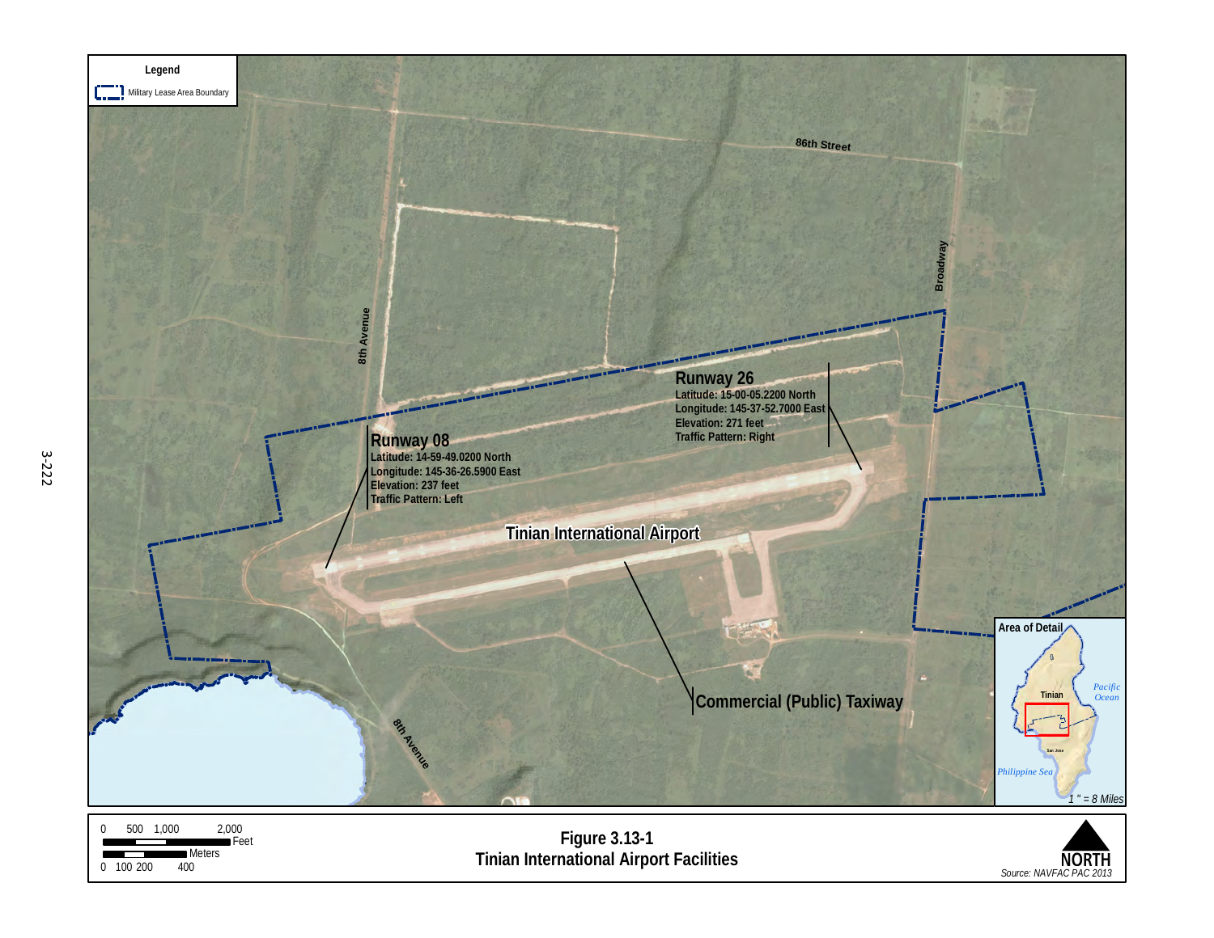Legend

Military Lease Area Boundary

86th Street

Broadway

8th Avenue

**Runway 26**
Latitude: 15-00-05.2200 North
Longitude: 145-37-52.7000 East
Elevation: 271 feet
Traffic Pattern: Right

**Runway 08**
Latitude: 14-59-49.0200 North
Longitude: 145-36-26.5900 East
Elevation: 237 feet
Traffic Pattern: Left

Tinian International Airport

Commercial (Public) Taxiway

8th Avenue

Area of Detail

Tinian

Pacific Ocean

San Jose

Philippine Sea

1 " = 8 Miles

0 500 1,000 2,000 Feet

0 100 200 400 Meters

**Figure 3.13-1**
**Tinian International Airport Facilities**

NORTH

Source: NAVFAC PAC 2013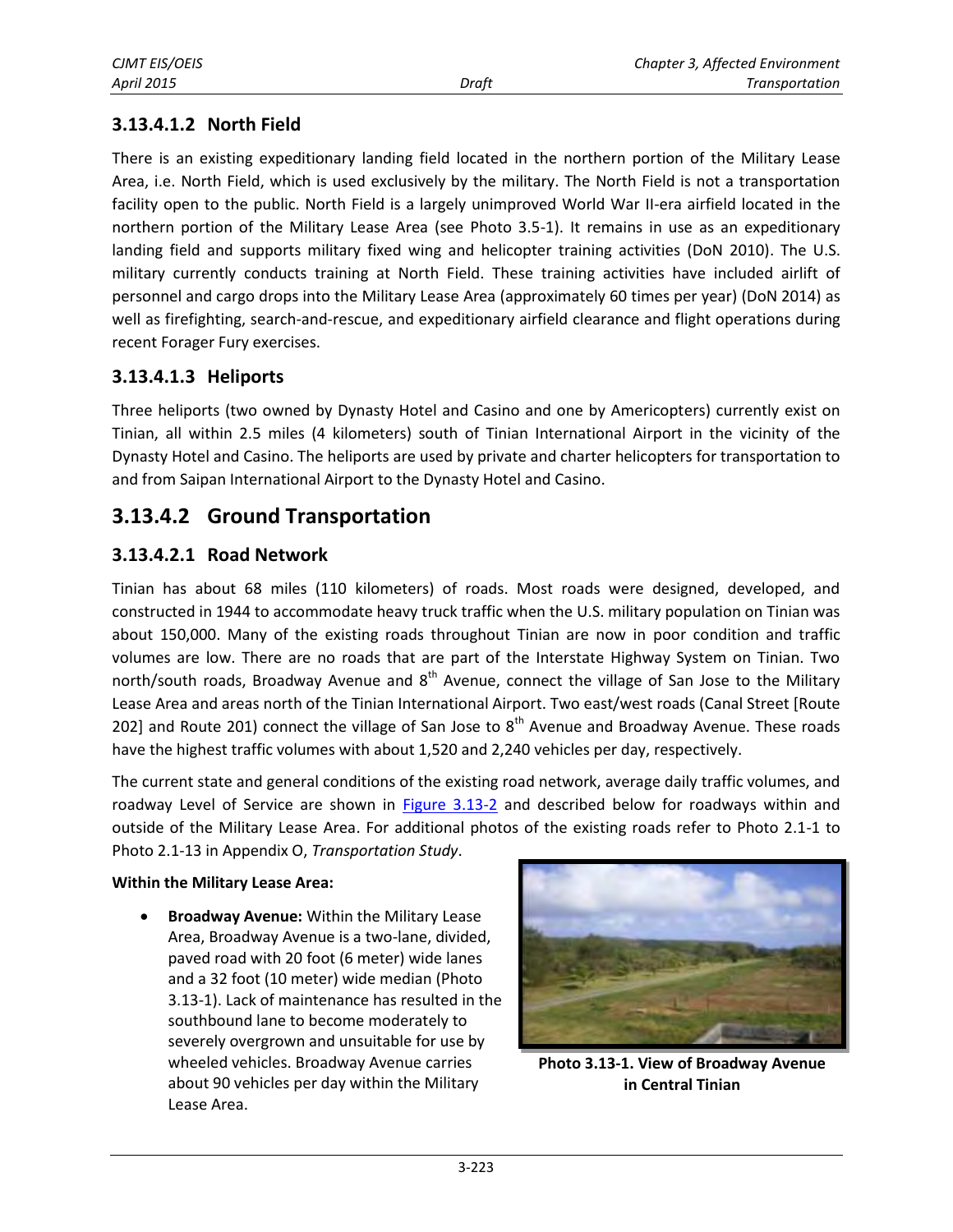### 3.13.4.1.2 North Field

There is an existing expeditionary landing field located in the northern portion of the Military Lease Area, i.e. North Field, which is used exclusively by the military. The North Field is not a transportation facility open to the public. North Field is a largely unimproved World War II-era airfield located in the northern portion of the Military Lease Area (see Photo 3.5-1). It remains in use as an expeditionary landing field and supports military fixed wing and helicopter training activities (DoN 2010). The U.S. military currently conducts training at North Field. These training activities have included airlift of personnel and cargo drops into the Military Lease Area (approximately 60 times per year) (DoN 2014) as well as firefighting, search-and-rescue, and expeditionary airfield clearance and flight operations during recent Forager Fury exercises.

### 3.13.4.1.3 Heliports

Three heliports (two owned by Dynasty Hotel and Casino and one by Americopters) currently exist on Tinian, all within 2.5 miles (4 kilometers) south of Tinian International Airport in the vicinity of the Dynasty Hotel and Casino. The heliports are used by private and charter helicopters for transportation to and from Saipan International Airport to the Dynasty Hotel and Casino.

## 3.13.4.2 Ground Transportation

### 3.13.4.2.1 Road Network

Tinian has about 68 miles (110 kilometers) of roads. Most roads were designed, developed, and constructed in 1944 to accommodate heavy truck traffic when the U.S. military population on Tinian was about 150,000. Many of the existing roads throughout Tinian are now in poor condition and traffic volumes are low. There are no roads that are part of the Interstate Highway System on Tinian. Two north/south roads, Broadway Avenue and 8th Avenue, connect the village of San Jose to the Military Lease Area and areas north of the Tinian International Airport. Two east/west roads (Canal Street [Route 202] and Route 201) connect the village of San Jose to 8th Avenue and Broadway Avenue. These roads have the highest traffic volumes with about 1,520 and 2,240 vehicles per day, respectively.

The current state and general conditions of the existing road network, average daily traffic volumes, and roadway Level of Service are shown in Figure 3.13-2 and described below for roadways within and outside of the Military Lease Area. For additional photos of the existing roads refer to Photo 2.1-1 to Photo 2.1-13 in Appendix O, *Transportation Study*.

**Within the Military Lease Area:**

- **Broadway Avenue:** Within the Military Lease Area, Broadway Avenue is a two-lane, divided, paved road with 20 foot (6 meter) wide lanes and a 32 foot (10 meter) wide median (Photo 3.13-1). Lack of maintenance has resulted in the southbound lane to become moderately to severely overgrown and unsuitable for use by wheeled vehicles. Broadway Avenue carries about 90 vehicles per day within the Military Lease Area.

**Photo 3.13-1. View of Broadway Avenue in Central Tinian**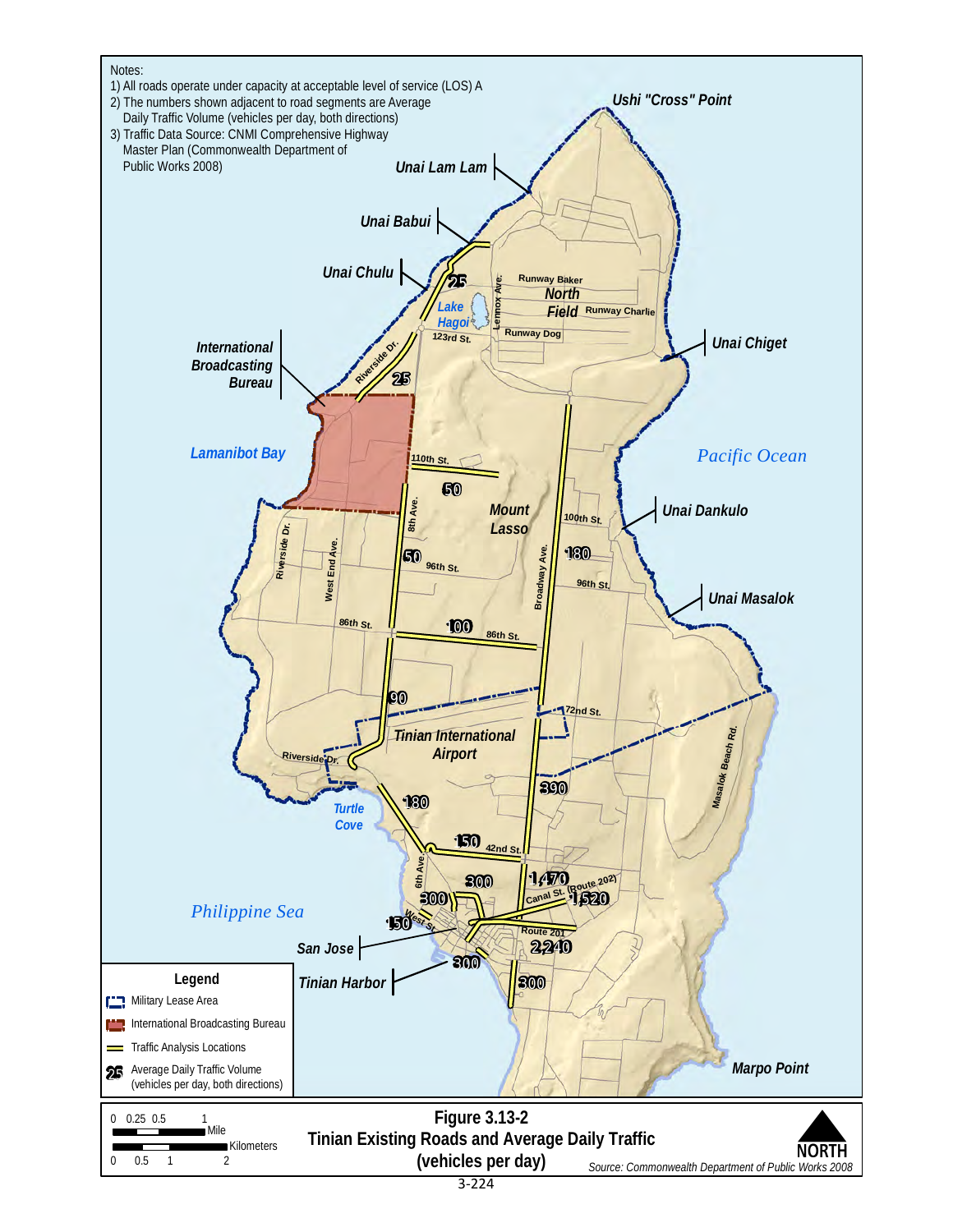Notes:

1) All roads operate under capacity at acceptable level of service (LOS) A
2) The numbers shown adjacent to road segments are Average Daily Traffic Volume (vehicles per day, both directions)
3) Traffic Data Source: CNMI Comprehensive Highway Master Plan (Commonwealth Department of Public Works 2008)

Ushi "Cross" Point

Unai Lam Lam

Unai Babui

Unai Chulu

25

Lake Hagoi

Lennox Ave.

Runway Baker

North Field

Runway Charlie

Runway Dog

123rd St.

Unai Chiget

International Broadcasting Bureau

Riverside Dr.

25

Lamanibot Bay

110th St.

50

Pacific Ocean

Mount Lasso

8th Ave.

100th St.

Unai Dankulo

Riverside Dr.

West End Ave.

50

96th St.

180

Broadway Ave.

96th St.

Unai Masalok

86th St.

100

86th St.

90

72nd St.

Tinian International Airport

Riverside Dr.

Masalok Beach Rd.

390

180

Turtle Cove

150

42nd St.

6th Ave.

300

1,470

Canal St. (Route 202)

1,520

300

Philippine Sea

150

West St.

Route 201

2,240

San Jose

300

Tinian Harbor

300

Marpo Point

Legend

- Military Lease Area
- International Broadcasting Bureau
- Traffic Analysis Locations
- 25 Average Daily Traffic Volume (vehicles per day, both directions)

0 0.25 0.5 1 Mile

0 0.5 1 2 Kilometers

NORTH

**Figure 3.13-2**
**Tinian Existing Roads and Average Daily Traffic (vehicles per day)**

*Source: Commonwealth Department of Public Works 2008*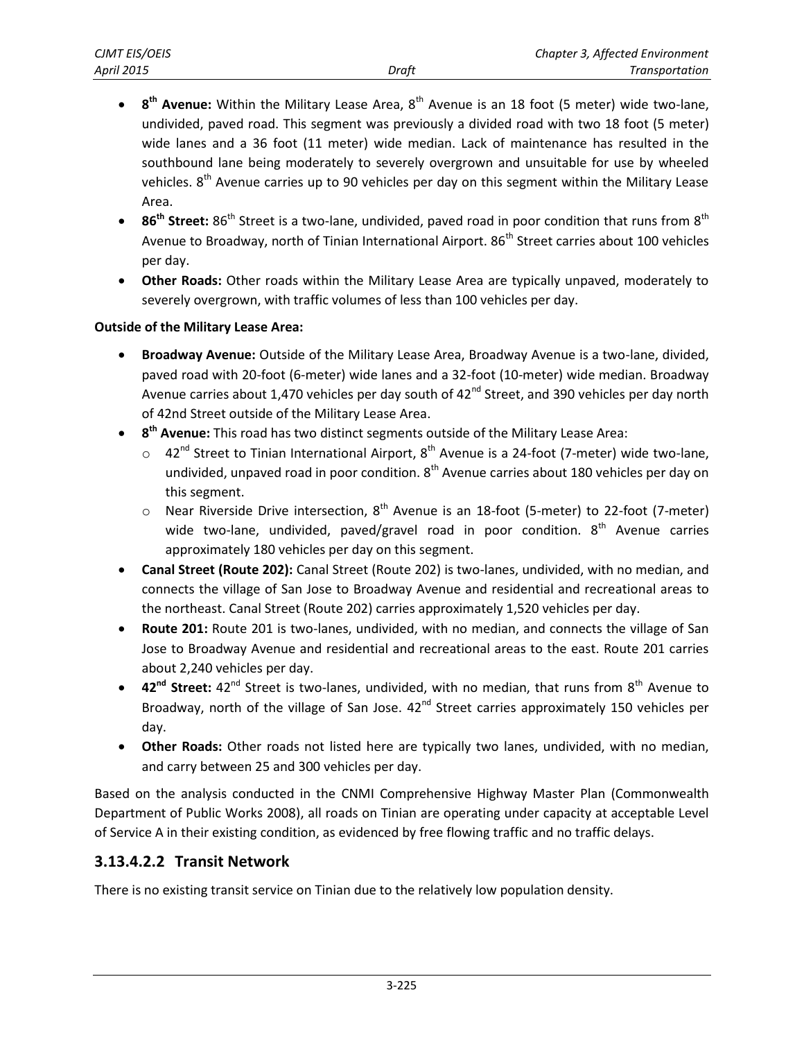- **8th Avenue:** Within the Military Lease Area, 8th Avenue is an 18 foot (5 meter) wide two-lane, undivided, paved road. This segment was previously a divided road with two 18 foot (5 meter) wide lanes and a 36 foot (11 meter) wide median. Lack of maintenance has resulted in the southbound lane being moderately to severely overgrown and unsuitable for use by wheeled vehicles. 8th Avenue carries up to 90 vehicles per day on this segment within the Military Lease Area.
- **86th Street:** 86th Street is a two-lane, undivided, paved road in poor condition that runs from 8th Avenue to Broadway, north of Tinian International Airport. 86th Street carries about 100 vehicles per day.
- **Other Roads:** Other roads within the Military Lease Area are typically unpaved, moderately to severely overgrown, with traffic volumes of less than 100 vehicles per day.

**Outside of the Military Lease Area:**

- **Broadway Avenue:** Outside of the Military Lease Area, Broadway Avenue is a two-lane, divided, paved road with 20-foot (6-meter) wide lanes and a 32-foot (10-meter) wide median. Broadway Avenue carries about 1,470 vehicles per day south of 42nd Street, and 390 vehicles per day north of 42nd Street outside of the Military Lease Area.
- **8th Avenue:** This road has two distinct segments outside of the Military Lease Area:
  - 42nd Street to Tinian International Airport, 8th Avenue is a 24-foot (7-meter) wide two-lane, undivided, unpaved road in poor condition. 8th Avenue carries about 180 vehicles per day on this segment.
  - Near Riverside Drive intersection, 8th Avenue is an 18-foot (5-meter) to 22-foot (7-meter) wide two-lane, undivided, paved/gravel road in poor condition. 8th Avenue carries approximately 180 vehicles per day on this segment.
- **Canal Street (Route 202):** Canal Street (Route 202) is two-lanes, undivided, with no median, and connects the village of San Jose to Broadway Avenue and residential and recreational areas to the northeast. Canal Street (Route 202) carries approximately 1,520 vehicles per day.
- **Route 201:** Route 201 is two-lanes, undivided, with no median, and connects the village of San Jose to Broadway Avenue and residential and recreational areas to the east. Route 201 carries about 2,240 vehicles per day.
- **42nd Street:** 42nd Street is two-lanes, undivided, with no median, that runs from 8th Avenue to Broadway, north of the village of San Jose. 42nd Street carries approximately 150 vehicles per day.
- **Other Roads:** Other roads not listed here are typically two lanes, undivided, with no median, and carry between 25 and 300 vehicles per day.

Based on the analysis conducted in the CNMI Comprehensive Highway Master Plan (Commonwealth Department of Public Works 2008), all roads on Tinian are operating under capacity at acceptable Level of Service A in their existing condition, as evidenced by free flowing traffic and no traffic delays.

## 3.13.4.2.2 Transit Network

There is no existing transit service on Tinian due to the relatively low population density.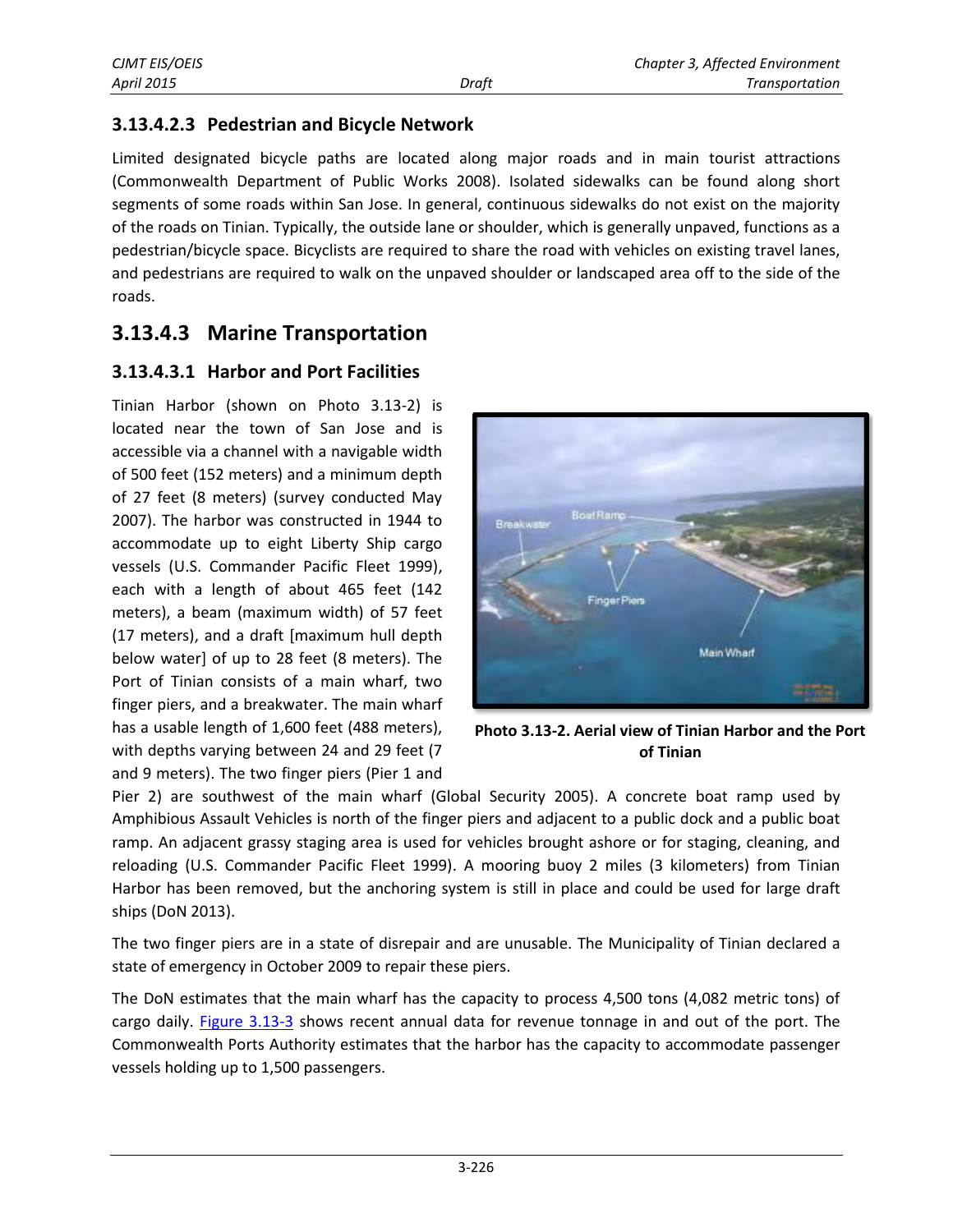### 3.13.4.2.3 Pedestrian and Bicycle Network

Limited designated bicycle paths are located along major roads and in main tourist attractions (Commonwealth Department of Public Works 2008). Isolated sidewalks can be found along short segments of some roads within San Jose. In general, continuous sidewalks do not exist on the majority of the roads on Tinian. Typically, the outside lane or shoulder, which is generally unpaved, functions as a pedestrian/bicycle space. Bicyclists are required to share the road with vehicles on existing travel lanes, and pedestrians are required to walk on the unpaved shoulder or landscaped area off to the side of the roads.

## 3.13.4.3 Marine Transportation

### 3.13.4.3.1 Harbor and Port Facilities

Tinian Harbor (shown on Photo 3.13-2) is located near the town of San Jose and is accessible via a channel with a navigable width of 500 feet (152 meters) and a minimum depth of 27 feet (8 meters) (survey conducted May 2007). The harbor was constructed in 1944 to accommodate up to eight Liberty Ship cargo vessels (U.S. Commander Pacific Fleet 1999), each with a length of about 465 feet (142 meters), a beam (maximum width) of 57 feet (17 meters), and a draft [maximum hull depth below water] of up to 28 feet (8 meters). The Port of Tinian consists of a main wharf, two finger piers, and a breakwater. The main wharf has a usable length of 1,600 feet (488 meters), with depths varying between 24 and 29 feet (7 and 9 meters). The two finger piers (Pier 1 and Pier 2) are southwest of the main wharf (Global Security 2005). A concrete boat ramp used by Amphibious Assault Vehicles is north of the finger piers and adjacent to a public dock and a public boat ramp. An adjacent grassy staging area is used for vehicles brought ashore or for staging, cleaning, and reloading (U.S. Commander Pacific Fleet 1999). A mooring buoy 2 miles (3 kilometers) from Tinian Harbor has been removed, but the anchoring system is still in place and could be used for large draft ships (DoN 2013).

**Photo 3.13-2. Aerial view of Tinian Harbor and the Port of Tinian**

The two finger piers are in a state of disrepair and are unusable. The Municipality of Tinian declared a state of emergency in October 2009 to repair these piers.

The DoN estimates that the main wharf has the capacity to process 4,500 tons (4,082 metric tons) of cargo daily. Figure 3.13-3 shows recent annual data for revenue tonnage in and out of the port. The Commonwealth Ports Authority estimates that the harbor has the capacity to accommodate passenger vessels holding up to 1,500 passengers.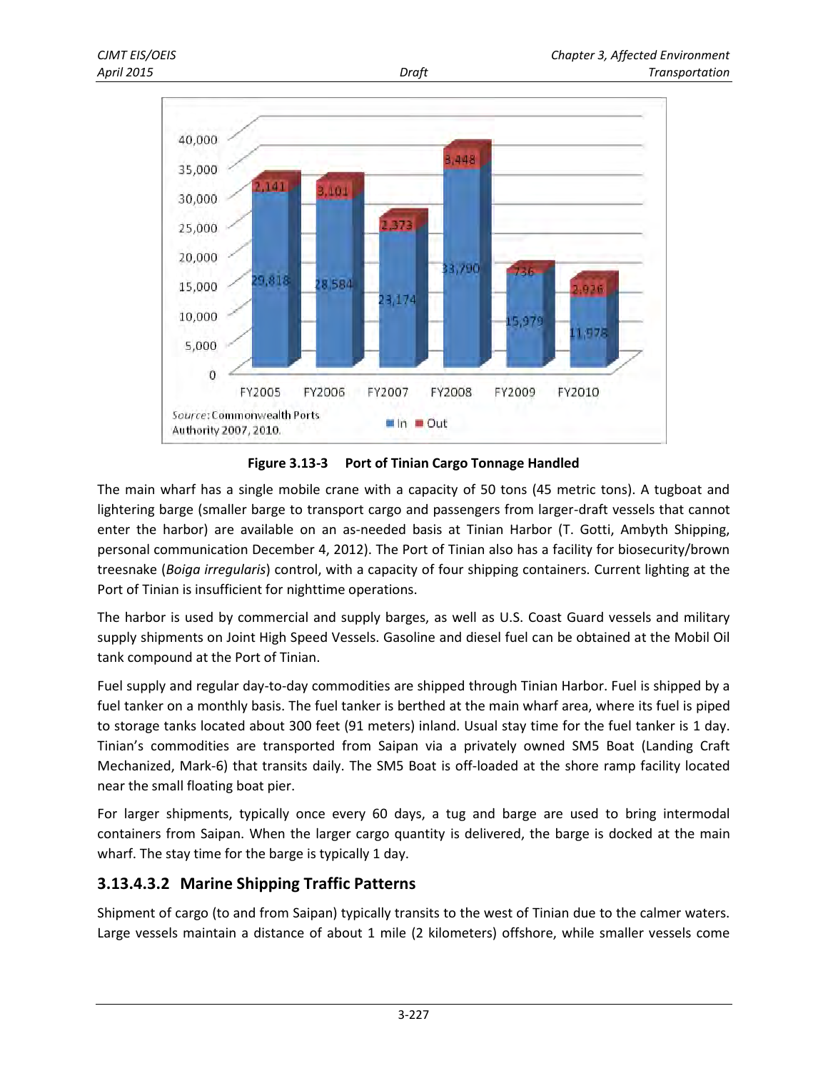| | FY2005 | FY2006 | FY2007 | FY2008 | FY2009 | FY2010 |
|---|---|---|---|---|---|---|
| In | 29,818 | 28,584 | 23,174 | 33,790 | 15,979 | 11,978 |
| Out | 2,141 | 3,101 | 2,373 | 3,448 | 736 | 2,926 |

*Source:* Commonwealth Ports Authority 2007, 2010.

**Figure 3.13-3 Port of Tinian Cargo Tonnage Handled**

The main wharf has a single mobile crane with a capacity of 50 tons (45 metric tons). A tugboat and lightering barge (smaller barge to transport cargo and passengers from larger-draft vessels that cannot enter the harbor) are available on an as-needed basis at Tinian Harbor (T. Gotti, Ambyth Shipping, personal communication December 4, 2012). The Port of Tinian also has a facility for biosecurity/brown treesnake (*Boiga irregularis*) control, with a capacity of four shipping containers. Current lighting at the Port of Tinian is insufficient for nighttime operations.

The harbor is used by commercial and supply barges, as well as U.S. Coast Guard vessels and military supply shipments on Joint High Speed Vessels. Gasoline and diesel fuel can be obtained at the Mobil Oil tank compound at the Port of Tinian.

Fuel supply and regular day-to-day commodities are shipped through Tinian Harbor. Fuel is shipped by a fuel tanker on a monthly basis. The fuel tanker is berthed at the main wharf area, where its fuel is piped to storage tanks located about 300 feet (91 meters) inland. Usual stay time for the fuel tanker is 1 day. Tinian's commodities are transported from Saipan via a privately owned SM5 Boat (Landing Craft Mechanized, Mark-6) that transits daily. The SM5 Boat is off-loaded at the shore ramp facility located near the small floating boat pier.

For larger shipments, typically once every 60 days, a tug and barge are used to bring intermodal containers from Saipan. When the larger cargo quantity is delivered, the barge is docked at the main wharf. The stay time for the barge is typically 1 day.

### 3.13.4.3.2 Marine Shipping Traffic Patterns

Shipment of cargo (to and from Saipan) typically transits to the west of Tinian due to the calmer waters. Large vessels maintain a distance of about 1 mile (2 kilometers) offshore, while smaller vessels come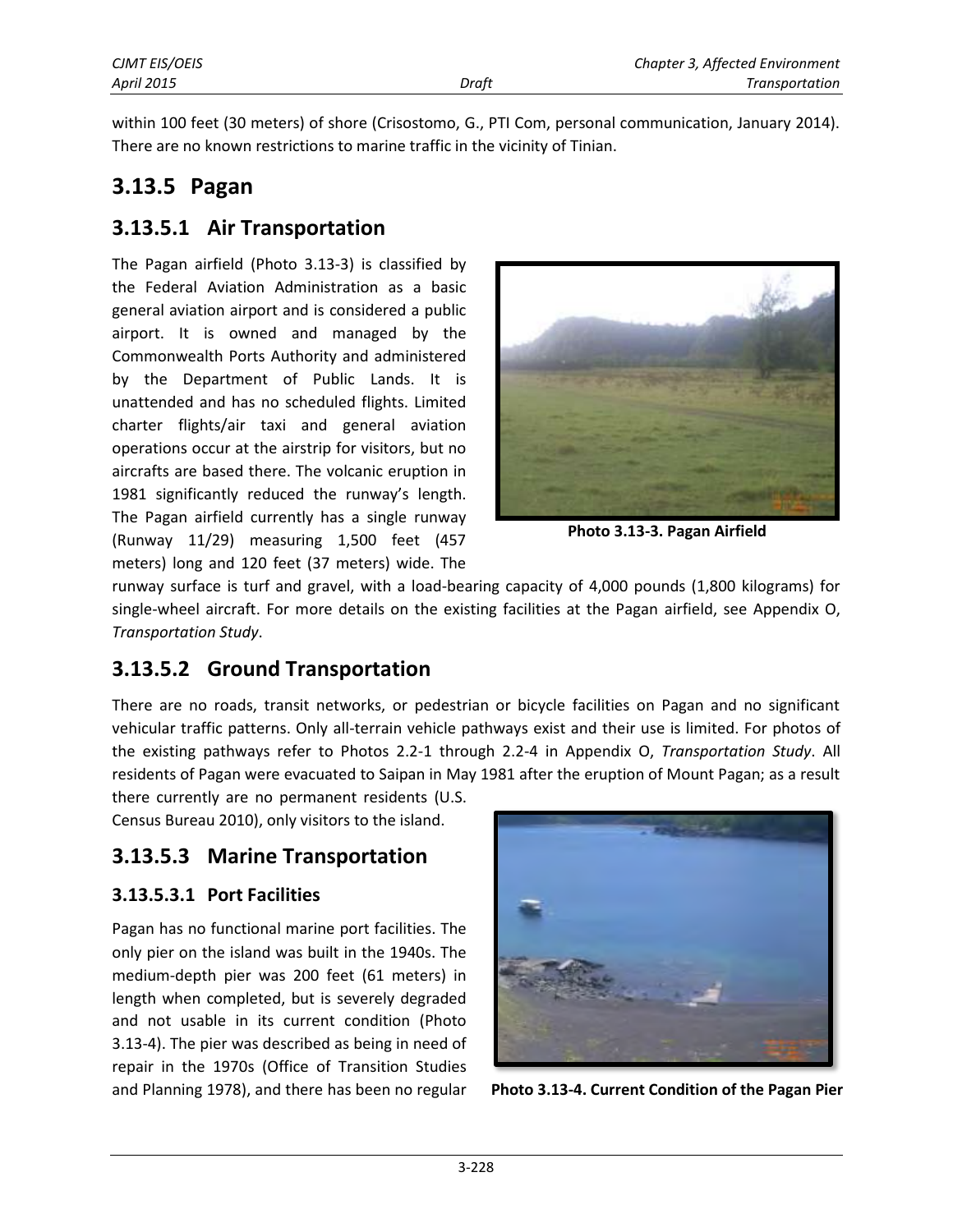within 100 feet (30 meters) of shore (Crisostomo, G., PTI Com, personal communication, January 2014). There are no known restrictions to marine traffic in the vicinity of Tinian.

## 3.13.5 Pagan

### 3.13.5.1 Air Transportation

The Pagan airfield (Photo 3.13-3) is classified by the Federal Aviation Administration as a basic general aviation airport and is considered a public airport. It is owned and managed by the Commonwealth Ports Authority and administered by the Department of Public Lands. It is unattended and has no scheduled flights. Limited charter flights/air taxi and general aviation operations occur at the airstrip for visitors, but no aircrafts are based there. The volcanic eruption in 1981 significantly reduced the runway's length. The Pagan airfield currently has a single runway (Runway 11/29) measuring 1,500 feet (457 meters) long and 120 feet (37 meters) wide. The runway surface is turf and gravel, with a load-bearing capacity of 4,000 pounds (1,800 kilograms) for single-wheel aircraft. For more details on the existing facilities at the Pagan airfield, see Appendix O, *Transportation Study*.

**Photo 3.13-3. Pagan Airfield**

### 3.13.5.2 Ground Transportation

There are no roads, transit networks, or pedestrian or bicycle facilities on Pagan and no significant vehicular traffic patterns. Only all-terrain vehicle pathways exist and their use is limited. For photos of the existing pathways refer to Photos 2.2-1 through 2.2-4 in Appendix O, *Transportation Study*. All residents of Pagan were evacuated to Saipan in May 1981 after the eruption of Mount Pagan; as a result there currently are no permanent residents (U.S. Census Bureau 2010), only visitors to the island.

### 3.13.5.3 Marine Transportation

#### 3.13.5.3.1 Port Facilities

Pagan has no functional marine port facilities. The only pier on the island was built in the 1940s. The medium-depth pier was 200 feet (61 meters) in length when completed, but is severely degraded and not usable in its current condition (Photo 3.13-4). The pier was described as being in need of repair in the 1970s (Office of Transition Studies and Planning 1978), and there has been no regular

**Photo 3.13-4. Current Condition of the Pagan Pier**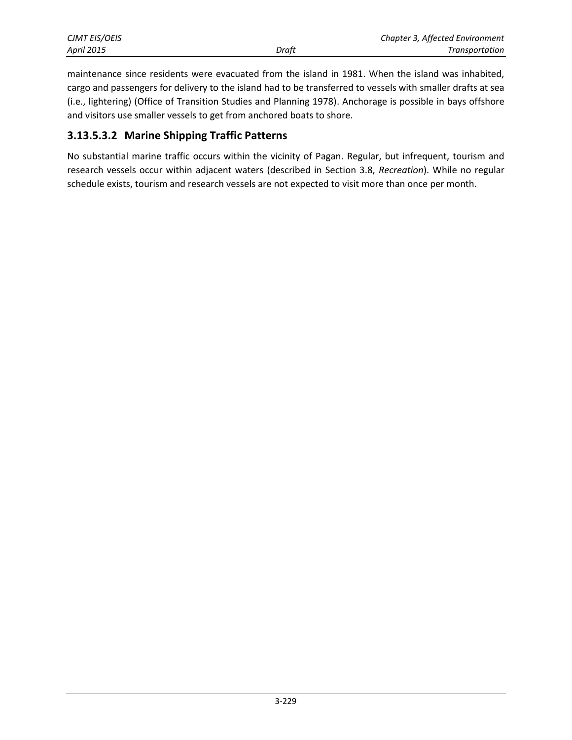maintenance since residents were evacuated from the island in 1981. When the island was inhabited, cargo and passengers for delivery to the island had to be transferred to vessels with smaller drafts at sea (i.e., lightering) (Office of Transition Studies and Planning 1978). Anchorage is possible in bays offshore and visitors use smaller vessels to get from anchored boats to shore.

### 3.13.5.3.2 Marine Shipping Traffic Patterns

No substantial marine traffic occurs within the vicinity of Pagan. Regular, but infrequent, tourism and research vessels occur within adjacent waters (described in Section 3.8, *Recreation*). While no regular schedule exists, tourism and research vessels are not expected to visit more than once per month.